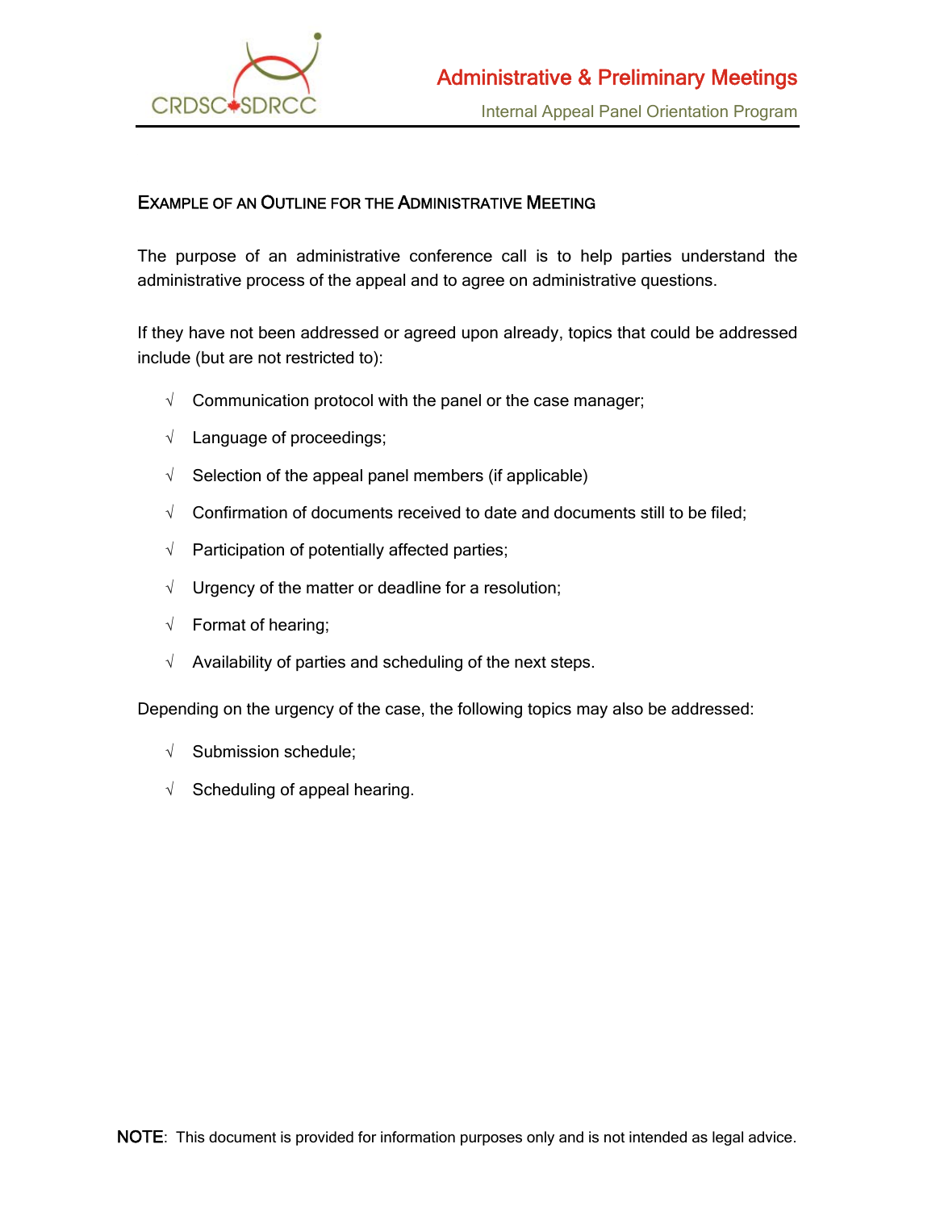## Example of an Outline for the Administrative Meeting

The purpose of an administrative conference call is to help parties understand the administrative process of the appeal and to agree on administrative questions.

If they have not been addressed or agreed upon already, topics that could be addressed include (but are not restricted to):

- √ Communication protocol with the panel or the case manager;
- √ Language of proceedings;
- √ Selection of the appeal panel members (if applicable)
- √ Confirmation of documents received to date and documents still to be filed;
- √ Participation of potentially affected parties;
- √ Urgency of the matter or deadline for a resolution;
- √ Format of hearing;
- √ Availability of parties and scheduling of the next steps.

Depending on the urgency of the case, the following topics may also be addressed:

- √ Submission schedule;
- √ Scheduling of appeal hearing.

**NOTE**: This document is provided for information purposes only and is not intended as legal advice.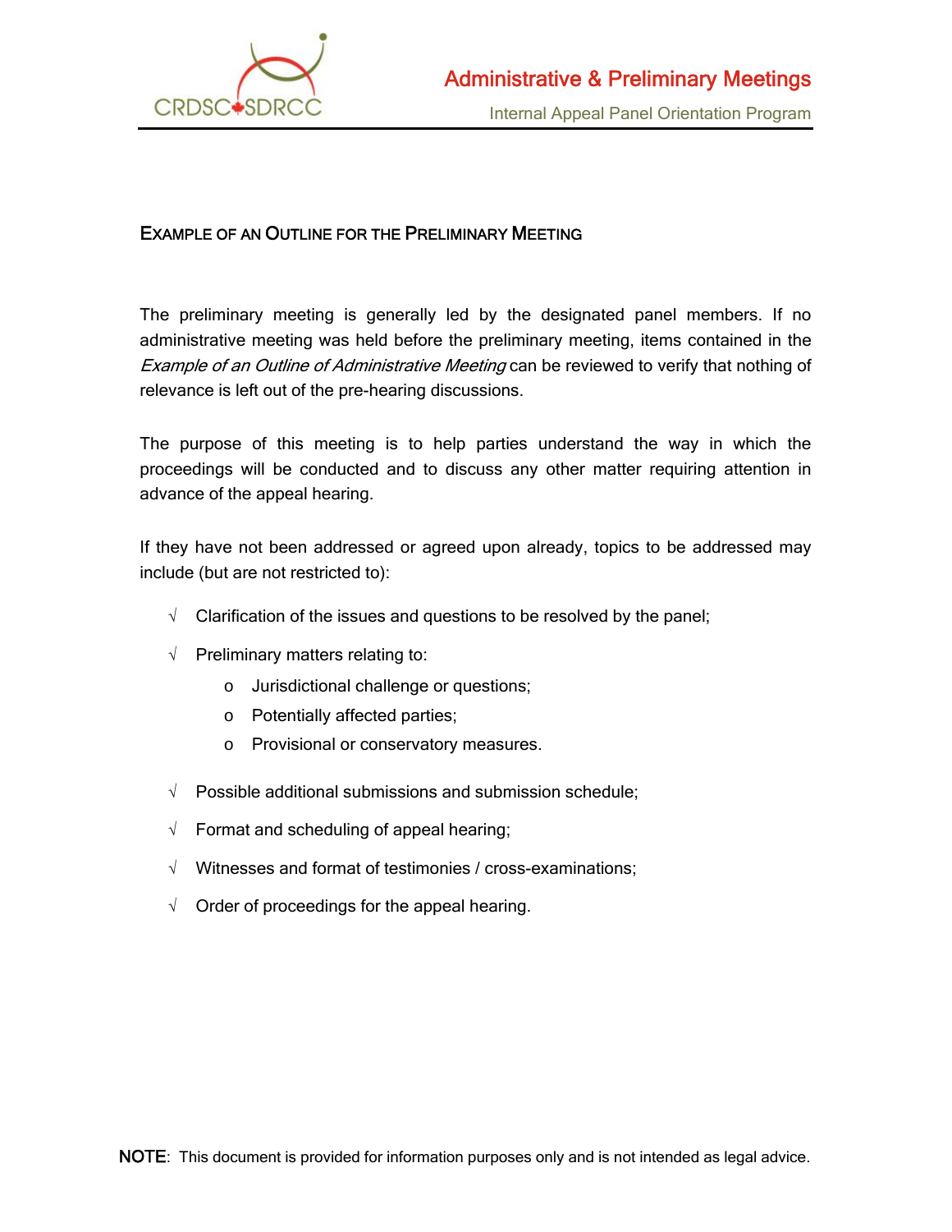## Example of an Outline for the Preliminary Meeting

The preliminary meeting is generally led by the designated panel members. If no administrative meeting was held before the preliminary meeting, items contained in the *Example of an Outline of Administrative Meeting* can be reviewed to verify that nothing of relevance is left out of the pre-hearing discussions.

The purpose of this meeting is to help parties understand the way in which the proceedings will be conducted and to discuss any other matter requiring attention in advance of the appeal hearing.

If they have not been addressed or agreed upon already, topics to be addressed may include (but are not restricted to):

- Clarification of the issues and questions to be resolved by the panel;
- Preliminary matters relating to:
  - Jurisdictional challenge or questions;
  - Potentially affected parties;
  - Provisional or conservatory measures.
- Possible additional submissions and submission schedule;
- Format and scheduling of appeal hearing;
- Witnesses and format of testimonies / cross-examinations;
- Order of proceedings for the appeal hearing.

**NOTE**: This document is provided for information purposes only and is not intended as legal advice.